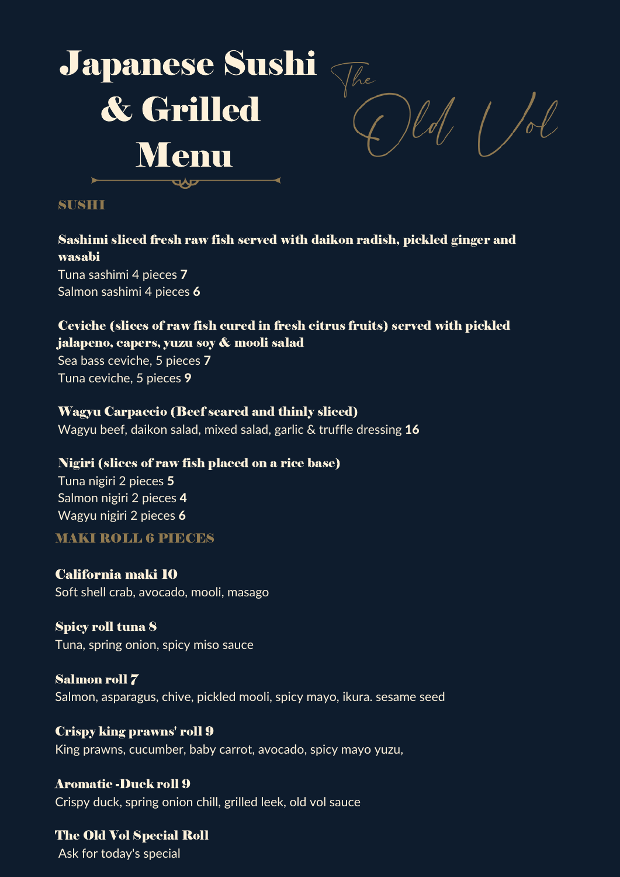# Japanese Sushi & Grilled Menu

The Old Vol

## SUSHI

**Sashimi sliced fresh raw fish served with daikon radish, pickled ginger and wasabi**

Tuna sashimi 4 pieces **7**
Salmon sashimi 4 pieces **6**

**Ceviche (slices of raw fish cured in fresh citrus fruits) served with pickled jalapeno, capers, yuzu soy & mooli salad**

Sea bass ceviche, 5 pieces **7**
Tuna ceviche, 5 pieces **9**

**Wagyu Carpaccio (Beef seared and thinly sliced)**

Wagyu beef, daikon salad, mixed salad, garlic & truffle dressing **16**

**Nigiri (slices of raw fish placed on a rice base)**

Tuna nigiri 2 pieces **5**
Salmon nigiri 2 pieces **4**
Wagyu nigiri 2 pieces **6**

## MAKI ROLL 6 PIECES

**California maki 10**

Soft shell crab, avocado, mooli, masago

**Spicy roll tuna 8**

Tuna, spring onion, spicy miso sauce

**Salmon roll 7**

Salmon, asparagus, chive, pickled mooli, spicy mayo, ikura. sesame seed

**Crispy king prawns' roll 9**

King prawns, cucumber, baby carrot, avocado, spicy mayo yuzu,

**Aromatic -Duck roll 9**

Crispy duck, spring onion chill, grilled leek, old vol sauce

**The Old Vol Special Roll**

Ask for today's special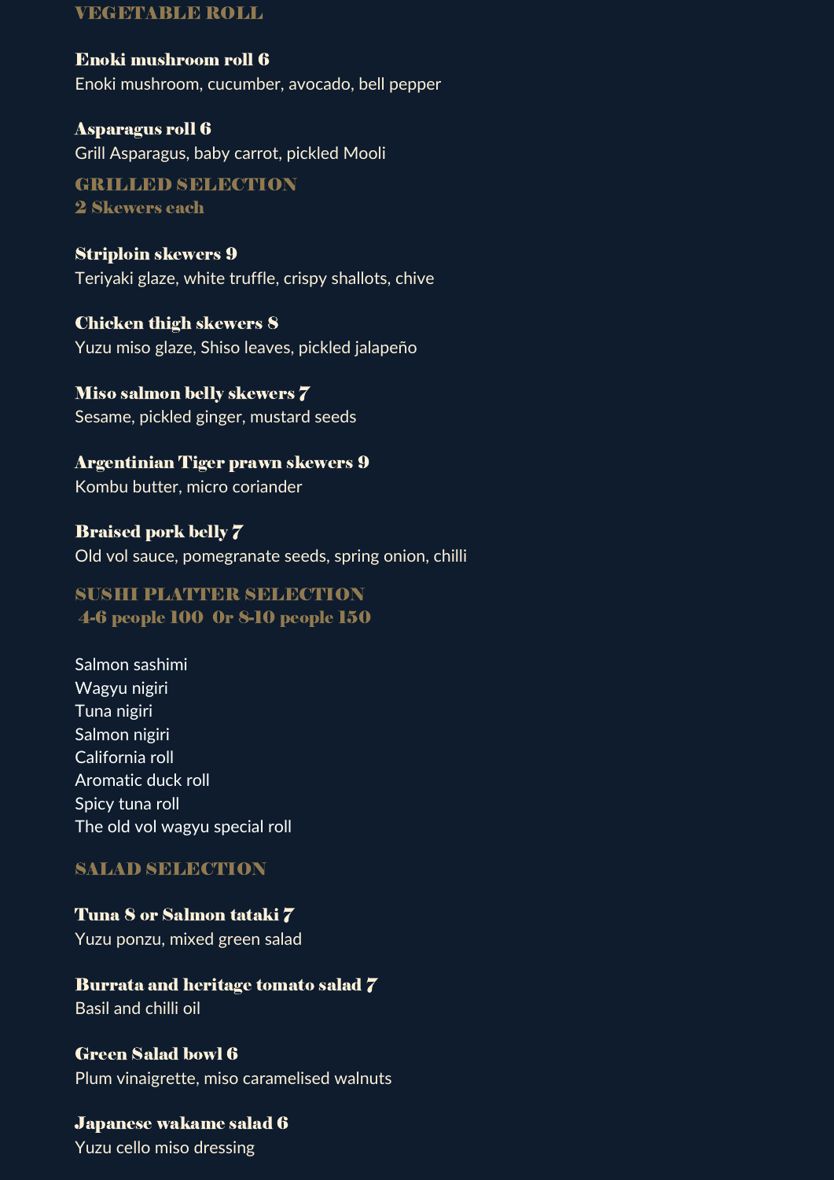## VEGETABLE ROLL

**Enoki mushroom roll 6**
Enoki mushroom, cucumber, avocado, bell pepper

**Asparagus roll 6**
Grill Asparagus, baby carrot, pickled Mooli

## GRILLED SELECTION
### 2 Skewers each

**Striploin skewers 9**
Teriyaki glaze, white truffle, crispy shallots, chive

**Chicken thigh skewers 8**
Yuzu miso glaze, Shiso leaves, pickled jalapeño

**Miso salmon belly skewers 7**
Sesame, pickled ginger, mustard seeds

**Argentinian Tiger prawn skewers 9**
Kombu butter, micro coriander

**Braised pork belly 7**
Old vol sauce, pomegranate seeds, spring onion, chilli

## SUSHI PLATTER SELECTION
### 4-6 people 100 Or 8-10 people 150

Salmon sashimi
Wagyu nigiri
Tuna nigiri
Salmon nigiri
California roll
Aromatic duck roll
Spicy tuna roll
The old vol wagyu special roll

## SALAD SELECTION

**Tuna 8 or Salmon tataki 7**
Yuzu ponzu, mixed green salad

**Burrata and heritage tomato salad 7**
Basil and chilli oil

**Green Salad bowl 6**
Plum vinaigrette, miso caramelised walnuts

**Japanese wakame salad 6**
Yuzu cello miso dressing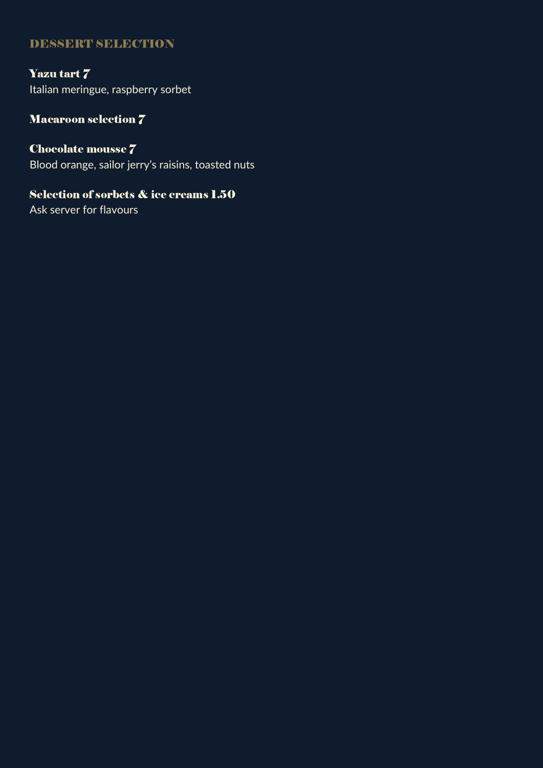## DESSERT SELECTION

**Yazu tart 7**
Italian meringue, raspberry sorbet

**Macaroon selection 7**

**Chocolate mousse 7**
Blood orange, sailor jerry's raisins, toasted nuts

**Selection of sorbets & ice creams 1.50**
Ask server for flavours